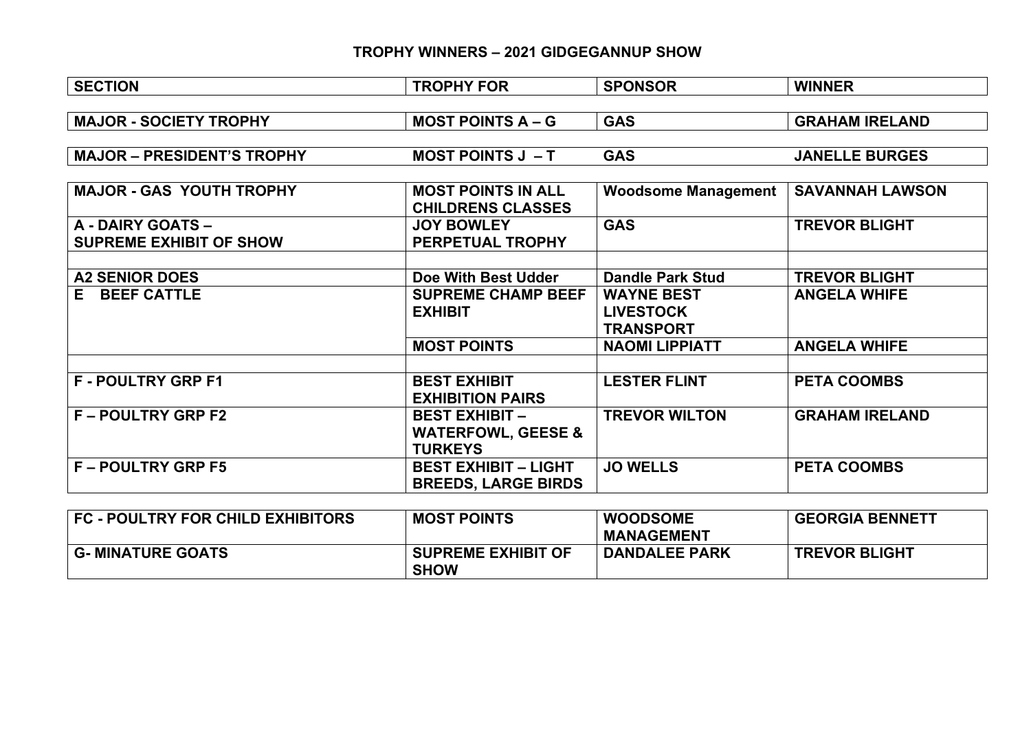# TROPHY WINNERS – 2021 GIDGEGANNUP SHOW

| SECTION | TROPHY FOR | SPONSOR | WINNER |
|---|---|---|---|
| MAJOR - SOCIETY TROPHY | MOST POINTS A – G | GAS | GRAHAM IRELAND |
| MAJOR – PRESIDENT'S TROPHY | MOST POINTS J – T | GAS | JANELLE BURGES |
| MAJOR - GAS YOUTH TROPHY | MOST POINTS IN ALL CHILDRENS CLASSES | Woodsome Management | SAVANNAH LAWSON |
| A - DAIRY GOATS – SUPREME EXHIBIT OF SHOW | JOY BOWLEY PERPETUAL TROPHY | GAS | TREVOR BLIGHT |
| | | | |
| A2 SENIOR DOES | Doe With Best Udder | Dandle Park Stud | TREVOR BLIGHT |
| E BEEF CATTLE | SUPREME CHAMP BEEF EXHIBIT | WAYNE BEST LIVESTOCK TRANSPORT | ANGELA WHIFE |
| | MOST POINTS | NAOMI LIPPIATT | ANGELA WHIFE |
| | | | |
| F - POULTRY GRP F1 | BEST EXHIBIT EXHIBITION PAIRS | LESTER FLINT | PETA COOMBS |
| F – POULTRY GRP F2 | BEST EXHIBIT – WATERFOWL, GEESE & TURKEYS | TREVOR WILTON | GRAHAM IRELAND |
| F – POULTRY GRP F5 | BEST EXHIBIT – LIGHT BREEDS, LARGE BIRDS | JO WELLS | PETA COOMBS |
| FC - POULTRY FOR CHILD EXHIBITORS | MOST POINTS | WOODSOME MANAGEMENT | GEORGIA BENNETT |
| G- MINATURE GOATS | SUPREME EXHIBIT OF SHOW | DANDALEE PARK | TREVOR BLIGHT |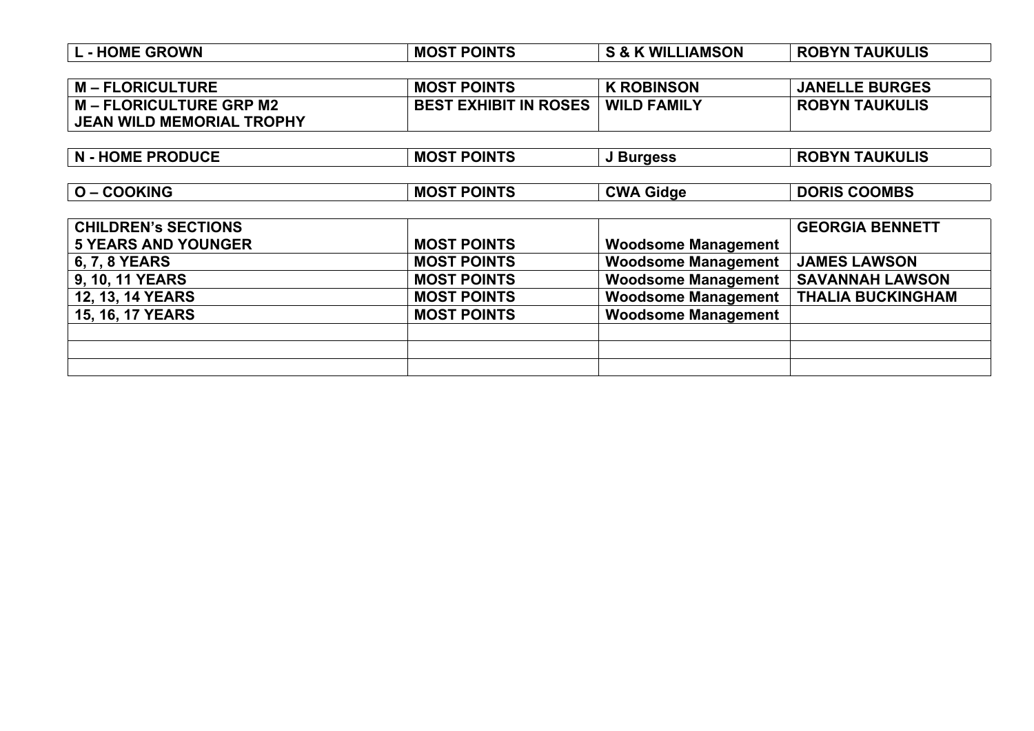| | | | |
|---|---|---|---|
| L - HOME GROWN | MOST POINTS | S & K WILLIAMSON | ROBYN TAUKULIS |

| | | | |
|---|---|---|---|
| M – FLORICULTURE | MOST POINTS | K ROBINSON | JANELLE BURGES |
| M – FLORICULTURE GRP M2 JEAN WILD MEMORIAL TROPHY | BEST EXHIBIT IN ROSES | WILD FAMILY | ROBYN TAUKULIS |

| | | | |
|---|---|---|---|
| N - HOME PRODUCE | MOST POINTS | J Burgess | ROBYN TAUKULIS |

| | | | |
|---|---|---|---|
| O – COOKING | MOST POINTS | CWA Gidge | DORIS COOMBS |

| | | | |
|---|---|---|---|
| CHILDREN's SECTIONS 5 YEARS AND YOUNGER | MOST POINTS | Woodsome Management | GEORGIA BENNETT |
| 6, 7, 8 YEARS | MOST POINTS | Woodsome Management | JAMES LAWSON |
| 9, 10, 11 YEARS | MOST POINTS | Woodsome Management | SAVANNAH LAWSON |
| 12, 13, 14 YEARS | MOST POINTS | Woodsome Management | THALIA BUCKINGHAM |
| 15, 16, 17 YEARS | MOST POINTS | Woodsome Management | |
| | | | |
| | | | |
| | | | |